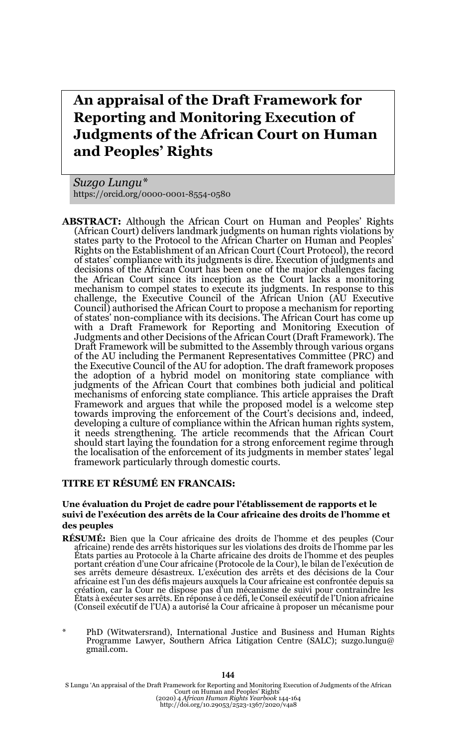# An appraisal of the Draft Framework for Reporting and Monitoring Execution of Judgments of the African Court on Human and Peoples' Rights

*Suzgo Lungu\**
https://orcid.org/0000-0001-8554-0580

**ABSTRACT:** Although the African Court on Human and Peoples' Rights (African Court) delivers landmark judgments on human rights violations by states party to the Protocol to the African Charter on Human and Peoples' Rights on the Establishment of an African Court (Court Protocol), the record of states' compliance with its judgments is dire. Execution of judgments and decisions of the African Court has been one of the major challenges facing the African Court since its inception as the Court lacks a monitoring mechanism to compel states to execute its judgments. In response to this challenge, the Executive Council of the African Union (AU Executive Council) authorised the African Court to propose a mechanism for reporting of states' non-compliance with its decisions. The African Court has come up with a Draft Framework for Reporting and Monitoring Execution of Judgments and other Decisions of the African Court (Draft Framework). The Draft Framework will be submitted to the Assembly through various organs of the AU including the Permanent Representatives Committee (PRC) and the Executive Council of the AU for adoption. The draft framework proposes the adoption of a hybrid model on monitoring state compliance with judgments of the African Court that combines both judicial and political mechanisms of enforcing state compliance. This article appraises the Draft Framework and argues that while the proposed model is a welcome step towards improving the enforcement of the Court's decisions and, indeed, developing a culture of compliance within the African human rights system, it needs strengthening. The article recommends that the African Court should start laying the foundation for a strong enforcement regime through the localisation of the enforcement of its judgments in member states' legal framework particularly through domestic courts.

**TITRE ET RÉSUMÉ EN FRANCAIS:**

**Une évaluation du Projet de cadre pour l'établissement de rapports et le suivi de l'exécution des arrêts de la Cour africaine des droits de l'homme et des peuples**

**RÉSUMÉ:** Bien que la Cour africaine des droits de l'homme et des peuples (Cour africaine) rende des arrêts historiques sur les violations des droits de l'homme par les États parties au Protocole à la Charte africaine des droits de l'homme et des peuples portant création d'une Cour africaine (Protocole de la Cour), le bilan de l'exécution de ses arrêts demeure désastreux. L'exécution des arrêts et des décisions de la Cour africaine est l'un des défis majeurs auxquels la Cour africaine est confrontée depuis sa création, car la Cour ne dispose pas d'un mécanisme de suivi pour contraindre les États à exécuter ses arrêts. En réponse à ce défi, le Conseil exécutif de l'Union africaine (Conseil exécutif de l'UA) a autorisé la Cour africaine à proposer un mécanisme pour

\* PhD (Witwatersrand), International Justice and Business and Human Rights Programme Lawyer, Southern Africa Litigation Centre (SALC); suzgo.lungu@gmail.com.

S Lungu 'An appraisal of the Draft Framework for Reporting and Monitoring Execution of Judgments of the African Court on Human and Peoples' Rights' (2020) 4 *African Human Rights Yearbook* 144-164
http://doi.org/10.29053/2523-1367/2020/v4a8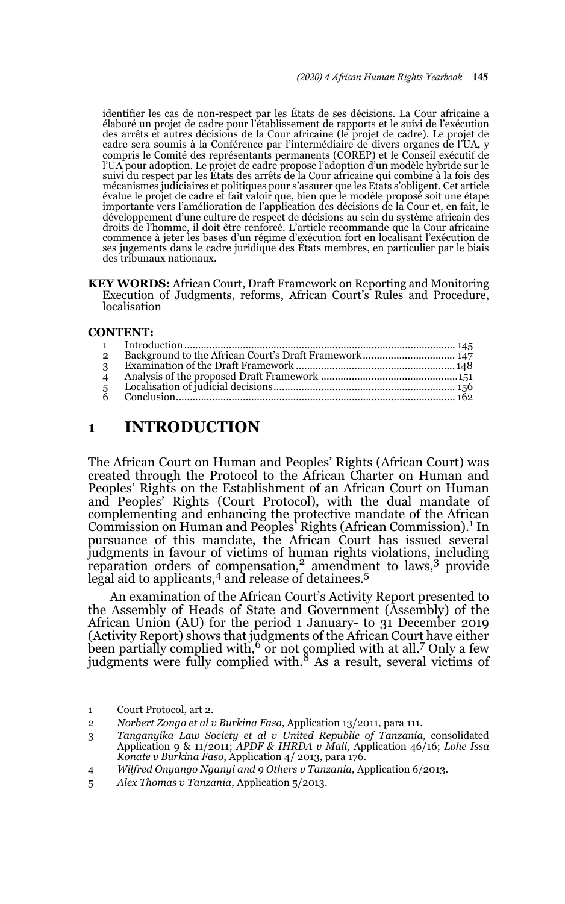identifier les cas de non-respect par les États de ses décisions. La Cour africaine a élaboré un projet de cadre pour l'établissement de rapports et le suivi de l'exécution des arrêts et autres décisions de la Cour africaine (le projet de cadre). Le projet de cadre sera soumis à la Conférence par l'intermédiaire de divers organes de l'UA, y compris le Comité des représentants permanents (COREP) et le Conseil exécutif de l'UA pour adoption. Le projet de cadre propose l'adoption d'un modèle hybride sur le suivi du respect par les États des arrêts de la Cour africaine qui combine à la fois des mécanismes judiciaires et politiques pour s'assurer que les États s'obligent. Cet article évalue le projet de cadre et fait valoir que, bien que le modèle proposé soit une étape importante vers l'amélioration de l'application des décisions de la Cour et, en fait, le développement d'une culture de respect de décisions au sein du système africain des droits de l'homme, il doit être renforcé. L'article recommande que la Cour africaine commence à jeter les bases d'un régime d'exécution fort en localisant l'exécution de ses jugements dans le cadre juridique des États membres, en particulier par le biais des tribunaux nationaux.

**KEY WORDS:** African Court, Draft Framework on Reporting and Monitoring Execution of Judgments, reforms, African Court's Rules and Procedure, localisation

**CONTENT:**

1 Introduction ... 145
2 Background to the African Court's Draft Framework ... 147
3 Examination of the Draft Framework ... 148
4 Analysis of the proposed Draft Framework ... 151
5 Localisation of judicial decisions ... 156
6 Conclusion ... 162

## 1 INTRODUCTION

The African Court on Human and Peoples' Rights (African Court) was created through the Protocol to the African Charter on Human and Peoples' Rights on the Establishment of an African Court on Human and Peoples' Rights (Court Protocol), with the dual mandate of complementing and enhancing the protective mandate of the African Commission on Human and Peoples' Rights (African Commission).[1] In pursuance of this mandate, the African Court has issued several judgments in favour of victims of human rights violations, including reparation orders of compensation,[2] amendment to laws,[3] provide legal aid to applicants,[4] and release of detainees.[5]

An examination of the African Court's Activity Report presented to the Assembly of Heads of State and Government (Assembly) of the African Union (AU) for the period 1 January- to 31 December 2019 (Activity Report) shows that judgments of the African Court have either been partially complied with,[6] or not complied with at all.[7] Only a few judgments were fully complied with.[8] As a result, several victims of

---

1 Court Protocol, art 2.

2 *Norbert Zongo et al v Burkina Faso*, Application 13/2011, para 111.

3 *Tanganyika Law Society et al v United Republic of Tanzania,* consolidated Application 9 & 11/2011; *APDF & IHRDA v Mali,* Application 46/16; *Lohe Issa Konate v Burkina Faso*, Application 4/ 2013, para 176.

4 *Wilfred Onyango Nganyi and 9 Others v Tanzania,* Application 6/2013.

5 *Alex Thomas v Tanzania*, Application 5/2013.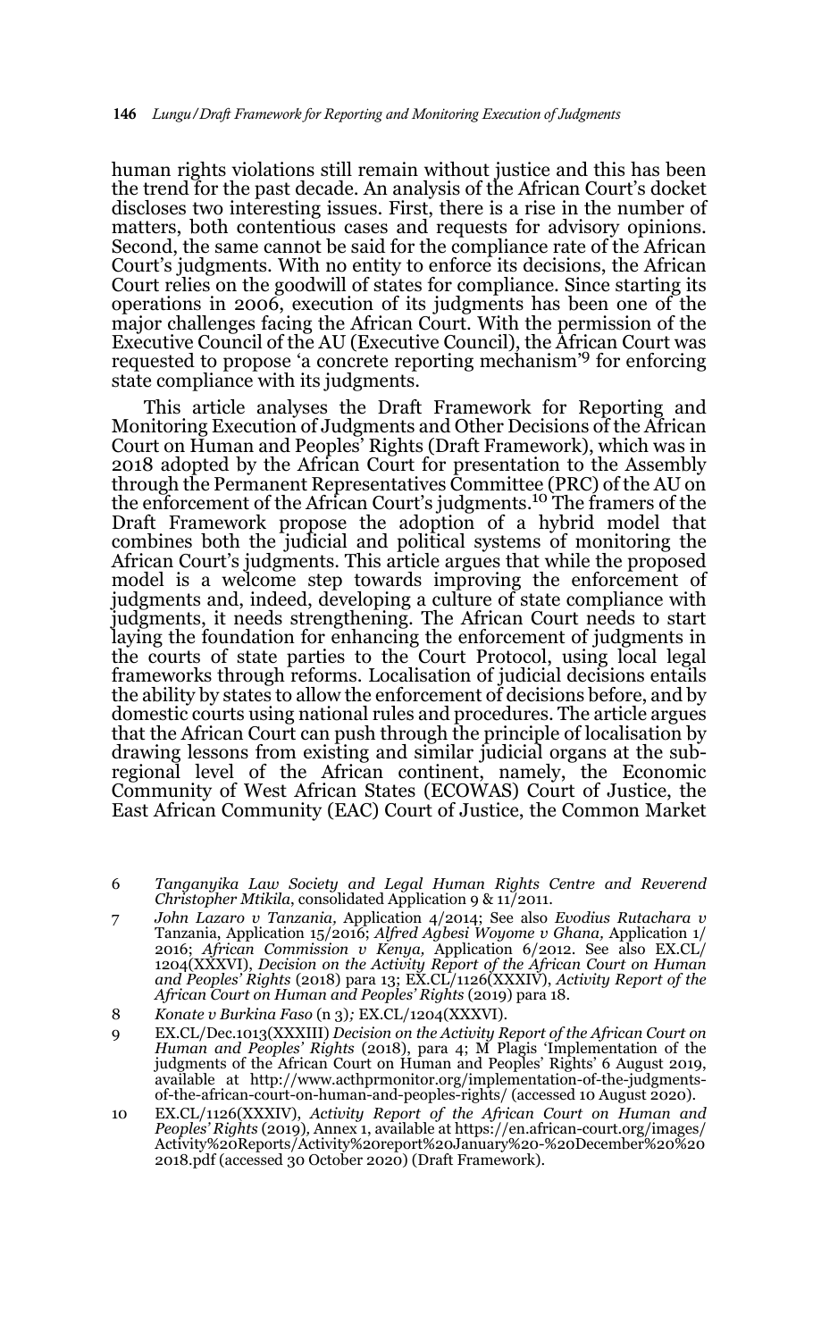human rights violations still remain without justice and this has been the trend for the past decade. An analysis of the African Court's docket discloses two interesting issues. First, there is a rise in the number of matters, both contentious cases and requests for advisory opinions. Second, the same cannot be said for the compliance rate of the African Court's judgments. With no entity to enforce its decisions, the African Court relies on the goodwill of states for compliance. Since starting its operations in 2006, execution of its judgments has been one of the major challenges facing the African Court. With the permission of the Executive Council of the AU (Executive Council), the African Court was requested to propose 'a concrete reporting mechanism'[9] for enforcing state compliance with its judgments.

This article analyses the Draft Framework for Reporting and Monitoring Execution of Judgments and Other Decisions of the African Court on Human and Peoples' Rights (Draft Framework), which was in 2018 adopted by the African Court for presentation to the Assembly through the Permanent Representatives Committee (PRC) of the AU on the enforcement of the African Court's judgments.[10] The framers of the Draft Framework propose the adoption of a hybrid model that combines both the judicial and political systems of monitoring the African Court's judgments. This article argues that while the proposed model is a welcome step towards improving the enforcement of judgments and, indeed, developing a culture of state compliance with judgments, it needs strengthening. The African Court needs to start laying the foundation for enhancing the enforcement of judgments in the courts of state parties to the Court Protocol, using local legal frameworks through reforms. Localisation of judicial decisions entails the ability by states to allow the enforcement of decisions before, and by domestic courts using national rules and procedures. The article argues that the African Court can push through the principle of localisation by drawing lessons from existing and similar judicial organs at the sub-regional level of the African continent, namely, the Economic Community of West African States (ECOWAS) Court of Justice, the East African Community (EAC) Court of Justice, the Common Market

6 *Tanganyika Law Society and Legal Human Rights Centre and Reverend Christopher Mtikila*, consolidated Application 9 & 11/2011.

7 *John Lazaro v Tanzania,* Application 4/2014; See also *Evodius Rutachara v* Tanzania, Application 15/2016; *Alfred Agbesi Woyome v Ghana,* Application 1/2016; *African Commission v Kenya,* Application 6/2012. See also EX.CL/1204(XXXVI), *Decision on the Activity Report of the African Court on Human and Peoples' Rights* (2018) para 13; EX.CL/1126(XXXIV), *Activity Report of the African Court on Human and Peoples' Rights* (2019) para 18.

8 *Konate v Burkina Faso* (n 3)*;* EX.CL/1204(XXXVI).

9 EX.CL/Dec.1013(XXXIII) *Decision on the Activity Report of the African Court on Human and Peoples' Rights* (2018), para 4; M Plagis 'Implementation of the judgments of the African Court on Human and Peoples' Rights' 6 August 2019, available at http://www.acthprmonitor.org/implementation-of-the-judgments-of-the-african-court-on-human-and-peoples-rights/ (accessed 10 August 2020).

10 EX.CL/1126(XXXIV), *Activity Report of the African Court on Human and Peoples' Rights* (2019)*,* Annex 1, available at https://en.african-court.org/images/Activity%20Reports/Activity%20report%20January%20-%20December%20%202018.pdf (accessed 30 October 2020) (Draft Framework).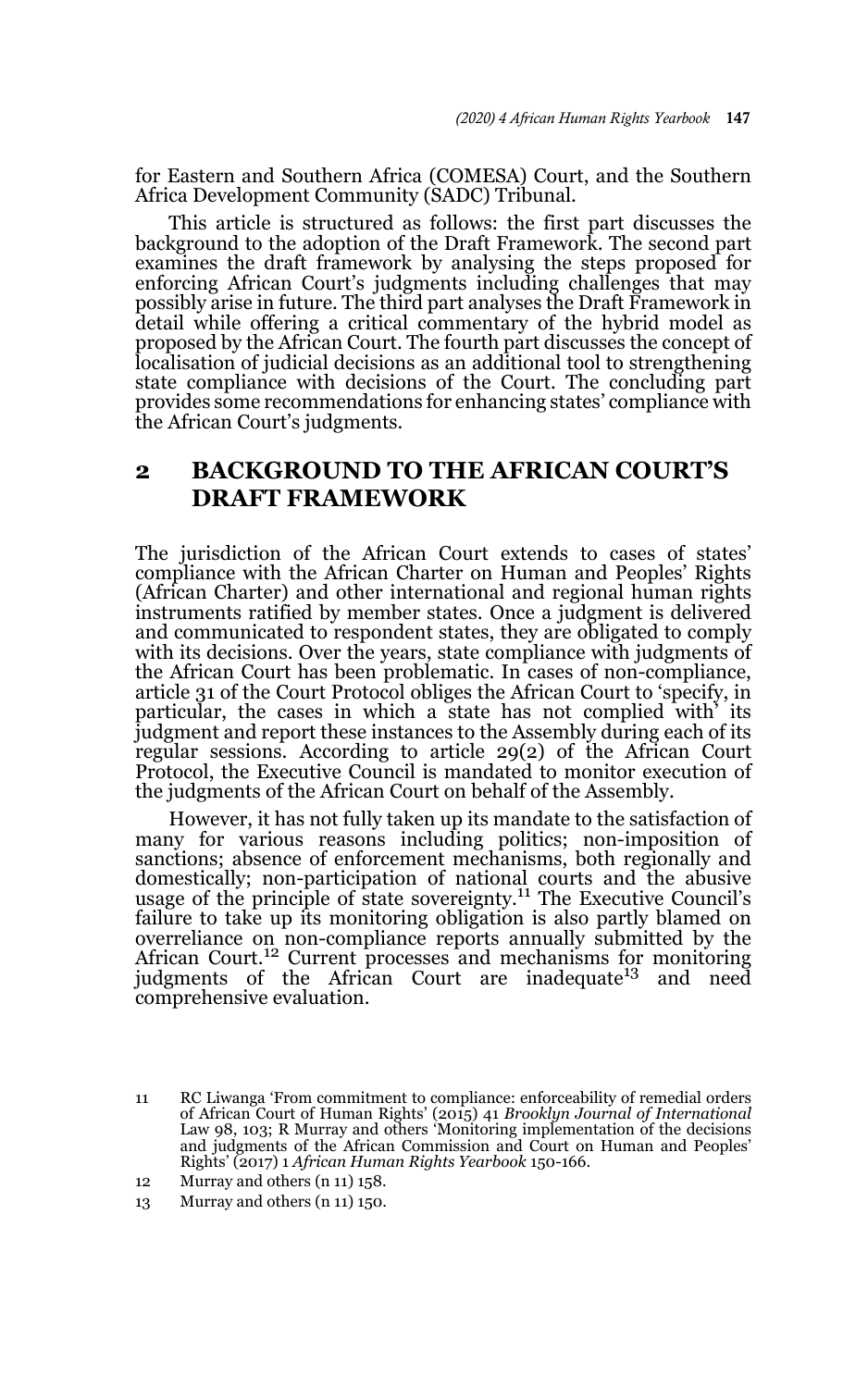for Eastern and Southern Africa (COMESA) Court, and the Southern Africa Development Community (SADC) Tribunal.

This article is structured as follows: the first part discusses the background to the adoption of the Draft Framework. The second part examines the draft framework by analysing the steps proposed for enforcing African Court's judgments including challenges that may possibly arise in future. The third part analyses the Draft Framework in detail while offering a critical commentary of the hybrid model as proposed by the African Court. The fourth part discusses the concept of localisation of judicial decisions as an additional tool to strengthening state compliance with decisions of the Court. The concluding part provides some recommendations for enhancing states' compliance with the African Court's judgments.

## 2 BACKGROUND TO THE AFRICAN COURT'S DRAFT FRAMEWORK

The jurisdiction of the African Court extends to cases of states' compliance with the African Charter on Human and Peoples' Rights (African Charter) and other international and regional human rights instruments ratified by member states. Once a judgment is delivered and communicated to respondent states, they are obligated to comply with its decisions. Over the years, state compliance with judgments of the African Court has been problematic. In cases of non-compliance, article 31 of the Court Protocol obliges the African Court to 'specify, in particular, the cases in which a state has not complied with' its judgment and report these instances to the Assembly during each of its regular sessions. According to article 29(2) of the African Court Protocol, the Executive Council is mandated to monitor execution of the judgments of the African Court on behalf of the Assembly.

However, it has not fully taken up its mandate to the satisfaction of many for various reasons including politics; non-imposition of sanctions; absence of enforcement mechanisms, both regionally and domestically; non-participation of national courts and the abusive usage of the principle of state sovereignty.[11] The Executive Council's failure to take up its monitoring obligation is also partly blamed on overreliance on non-compliance reports annually submitted by the African Court.[12] Current processes and mechanisms for monitoring judgments of the African Court are inadequate[13] and need comprehensive evaluation.

11 RC Liwanga 'From commitment to compliance: enforceability of remedial orders of African Court of Human Rights' (2015) 41 *Brooklyn Journal of International* Law 98, 103; R Murray and others 'Monitoring implementation of the decisions and judgments of the African Commission and Court on Human and Peoples' Rights' (2017) 1 *African Human Rights Yearbook* 150-166.

12 Murray and others (n 11) 158.

13 Murray and others (n 11) 150.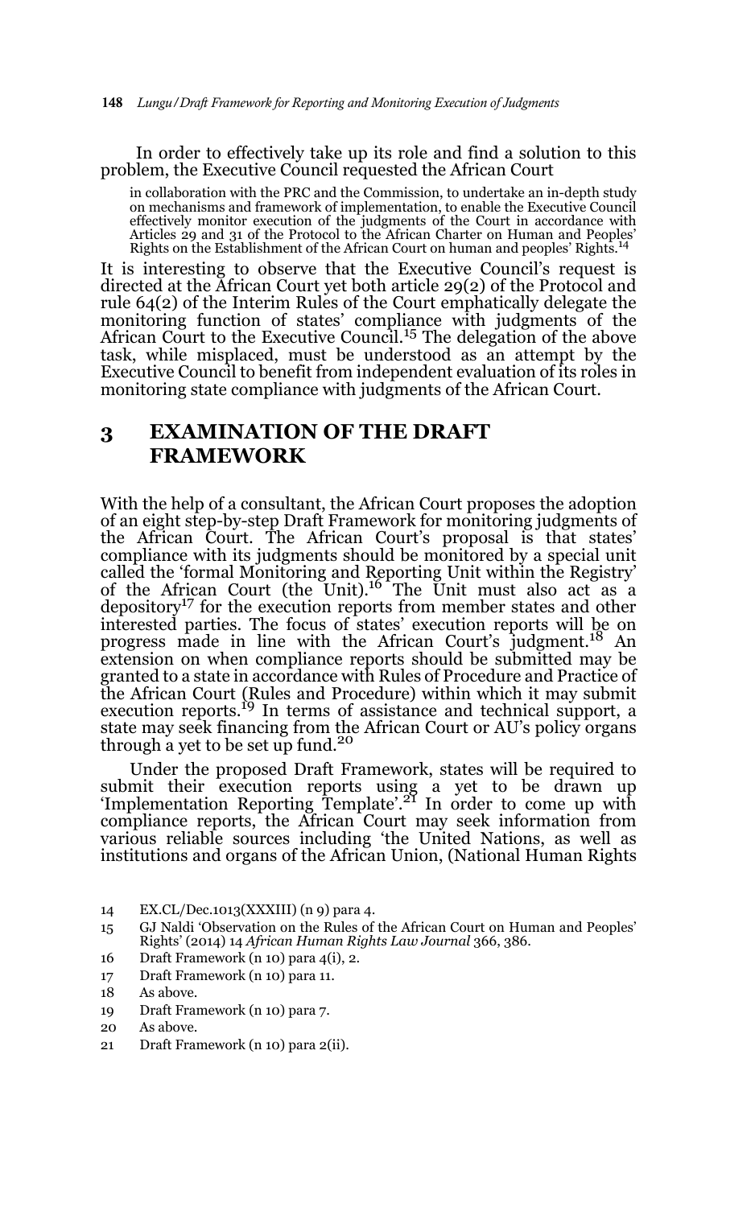In order to effectively take up its role and find a solution to this problem, the Executive Council requested the African Court

> in collaboration with the PRC and the Commission, to undertake an in-depth study on mechanisms and framework of implementation, to enable the Executive Council effectively monitor execution of the judgments of the Court in accordance with Articles 29 and 31 of the Protocol to the African Charter on Human and Peoples' Rights on the Establishment of the African Court on human and peoples' Rights.[14]

It is interesting to observe that the Executive Council's request is directed at the African Court yet both article 29(2) of the Protocol and rule 64(2) of the Interim Rules of the Court emphatically delegate the monitoring function of states' compliance with judgments of the African Court to the Executive Council.[15] The delegation of the above task, while misplaced, must be understood as an attempt by the Executive Council to benefit from independent evaluation of its roles in monitoring state compliance with judgments of the African Court.

## 3 EXAMINATION OF THE DRAFT FRAMEWORK

With the help of a consultant, the African Court proposes the adoption of an eight step-by-step Draft Framework for monitoring judgments of the African Court. The African Court's proposal is that states' compliance with its judgments should be monitored by a special unit called the 'formal Monitoring and Reporting Unit within the Registry' of the African Court (the Unit).[16] The Unit must also act as a depository[17] for the execution reports from member states and other interested parties. The focus of states' execution reports will be on progress made in line with the African Court's judgment.[18] An extension on when compliance reports should be submitted may be granted to a state in accordance with Rules of Procedure and Practice of the African Court (Rules and Procedure) within which it may submit execution reports.[19] In terms of assistance and technical support, a state may seek financing from the African Court or AU's policy organs through a yet to be set up fund.[20]

Under the proposed Draft Framework, states will be required to submit their execution reports using a yet to be drawn up 'Implementation Reporting Template'.[21] In order to come up with compliance reports, the African Court may seek information from various reliable sources including 'the United Nations, as well as institutions and organs of the African Union, (National Human Rights

14 EX.CL/Dec.1013(XXXIII) (n 9) para 4.

15 GJ Naldi 'Observation on the Rules of the African Court on Human and Peoples' Rights' (2014) 14 *African Human Rights Law Journal* 366, 386.

16 Draft Framework (n 10) para 4(i), 2.

17 Draft Framework (n 10) para 11.

18 As above.

19 Draft Framework (n 10) para 7.

20 As above.

21 Draft Framework (n 10) para 2(ii).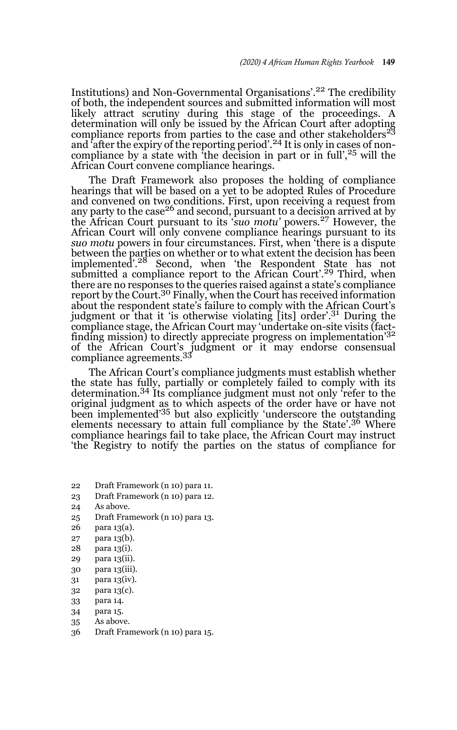Institutions) and Non-Governmental Organisations'.[22] The credibility of both, the independent sources and submitted information will most likely attract scrutiny during this stage of the proceedings. A determination will only be issued by the African Court after adopting compliance reports from parties to the case and other stakeholders[23] and 'after the expiry of the reporting period'.[24] It is only in cases of non-compliance by a state with 'the decision in part or in full',[25] will the African Court convene compliance hearings.

The Draft Framework also proposes the holding of compliance hearings that will be based on a yet to be adopted Rules of Procedure and convened on two conditions. First, upon receiving a request from any party to the case[26] and second, pursuant to a decision arrived at by the African Court pursuant to its '*suo motu*' powers.[27] However, the African Court will only convene compliance hearings pursuant to its *suo motu* powers in four circumstances. First, when 'there is a dispute between the parties on whether or to what extent the decision has been implemented'.[28] Second, when 'the Respondent State has not submitted a compliance report to the African Court'.[29] Third, when there are no responses to the queries raised against a state's compliance report by the Court.[30] Finally, when the Court has received information about the respondent state's failure to comply with the African Court's judgment or that it 'is otherwise violating [its] order'.[31] During the compliance stage, the African Court may 'undertake on-site visits (fact-finding mission) to directly appreciate progress on implementation'[32] of the African Court's judgment or it may endorse consensual compliance agreements.[33]

The African Court's compliance judgments must establish whether the state has fully, partially or completely failed to comply with its determination.[34] Its compliance judgment must not only 'refer to the original judgment as to which aspects of the order have or have not been implemented'[35] but also explicitly 'underscore the outstanding elements necessary to attain full compliance by the State'.[36] Where compliance hearings fail to take place, the African Court may instruct 'the Registry to notify the parties on the status of compliance for

22 Draft Framework (n 10) para 11.
23 Draft Framework (n 10) para 12.
24 As above.
25 Draft Framework (n 10) para 13.
26 para 13(a).
27 para 13(b).
28 para 13(i).
29 para 13(ii).
30 para 13(iii).
31 para 13(iv).
32 para 13(c).
33 para 14.
34 para 15.
35 As above.
36 Draft Framework (n 10) para 15.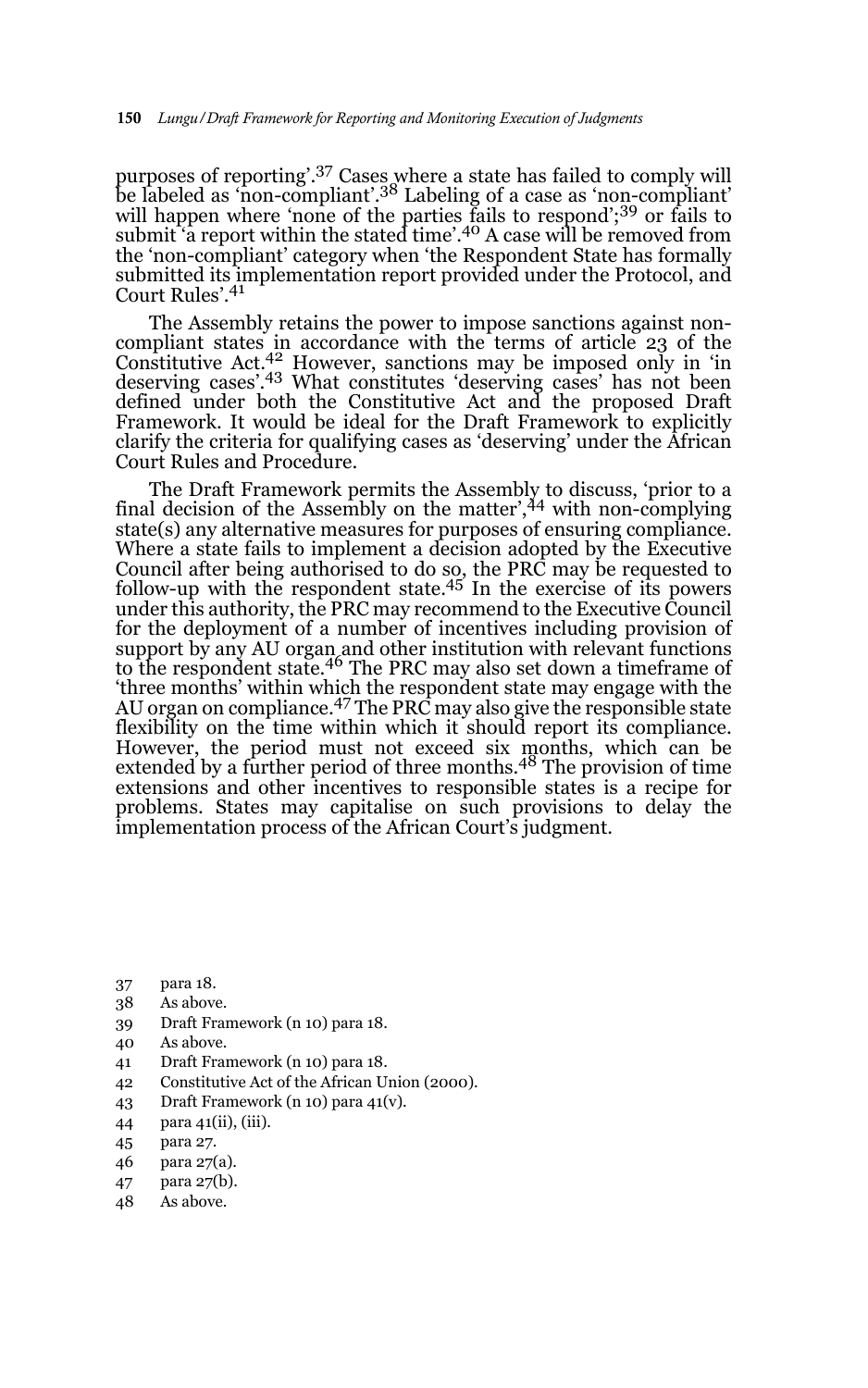purposes of reporting'.[37] Cases where a state has failed to comply will be labeled as 'non-compliant'.[38] Labeling of a case as 'non-compliant' will happen where 'none of the parties fails to respond';[39] or fails to submit 'a report within the stated time'.[40] A case will be removed from the 'non-compliant' category when 'the Respondent State has formally submitted its implementation report provided under the Protocol, and Court Rules'.[41]

The Assembly retains the power to impose sanctions against non-compliant states in accordance with the terms of article 23 of the Constitutive Act.[42] However, sanctions may be imposed only in 'in deserving cases'.[43] What constitutes 'deserving cases' has not been defined under both the Constitutive Act and the proposed Draft Framework. It would be ideal for the Draft Framework to explicitly clarify the criteria for qualifying cases as 'deserving' under the African Court Rules and Procedure.

The Draft Framework permits the Assembly to discuss, 'prior to a final decision of the Assembly on the matter',[44] with non-complying state(s) any alternative measures for purposes of ensuring compliance. Where a state fails to implement a decision adopted by the Executive Council after being authorised to do so, the PRC may be requested to follow-up with the respondent state.[45] In the exercise of its powers under this authority, the PRC may recommend to the Executive Council for the deployment of a number of incentives including provision of support by any AU organ and other institution with relevant functions to the respondent state.[46] The PRC may also set down a timeframe of 'three months' within which the respondent state may engage with the AU organ on compliance.[47] The PRC may also give the responsible state flexibility on the time within which it should report its compliance. However, the period must not exceed six months, which can be extended by a further period of three months.[48] The provision of time extensions and other incentives to responsible states is a recipe for problems. States may capitalise on such provisions to delay the implementation process of the African Court's judgment.

37 para 18.
38 As above.
39 Draft Framework (n 10) para 18.
40 As above.
41 Draft Framework (n 10) para 18.
42 Constitutive Act of the African Union (2000).
43 Draft Framework (n 10) para 41(v).
44 para 41(ii), (iii).
45 para 27.
46 para 27(a).
47 para 27(b).
48 As above.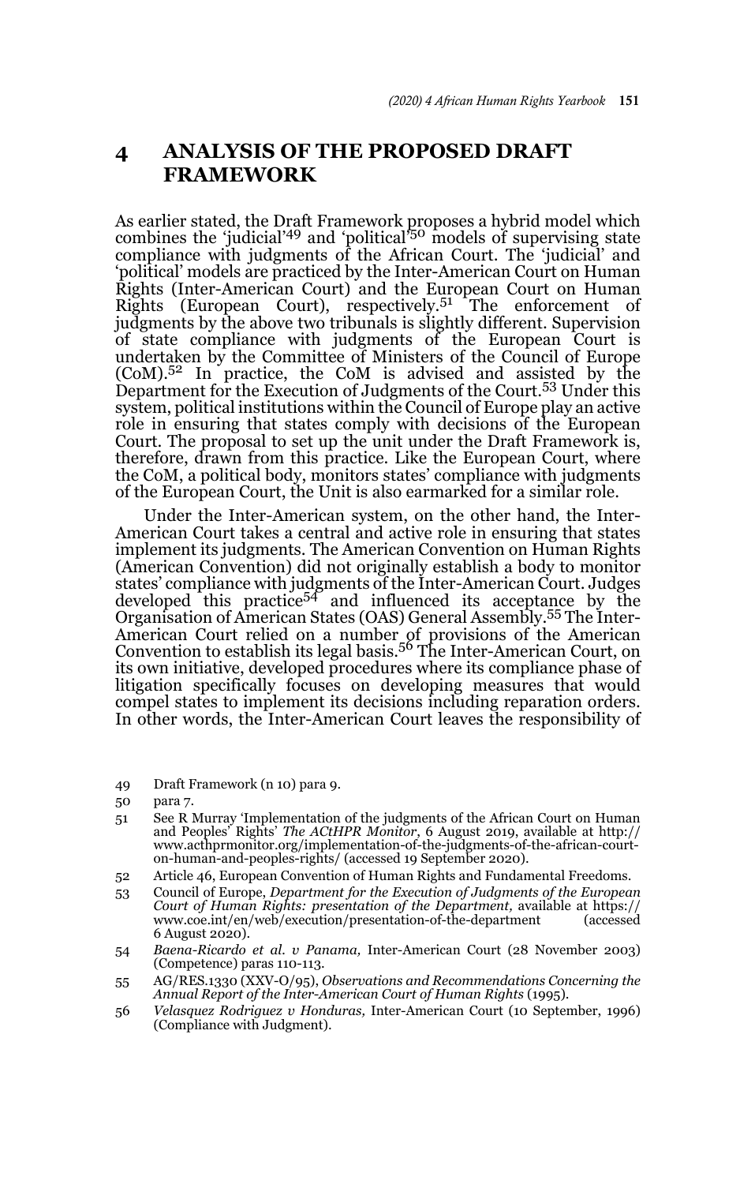# 4 ANALYSIS OF THE PROPOSED DRAFT FRAMEWORK

As earlier stated, the Draft Framework proposes a hybrid model which combines the 'judicial'[49] and 'political'[50] models of supervising state compliance with judgments of the African Court. The 'judicial' and 'political' models are practiced by the Inter-American Court on Human Rights (Inter-American Court) and the European Court on Human Rights (European Court), respectively.[51] The enforcement of judgments by the above two tribunals is slightly different. Supervision of state compliance with judgments of the European Court is undertaken by the Committee of Ministers of the Council of Europe (CoM).[52] In practice, the CoM is advised and assisted by the Department for the Execution of Judgments of the Court.[53] Under this system, political institutions within the Council of Europe play an active role in ensuring that states comply with decisions of the European Court. The proposal to set up the unit under the Draft Framework is, therefore, drawn from this practice. Like the European Court, where the CoM, a political body, monitors states' compliance with judgments of the European Court, the Unit is also earmarked for a similar role.

Under the Inter-American system, on the other hand, the Inter-American Court takes a central and active role in ensuring that states implement its judgments. The American Convention on Human Rights (American Convention) did not originally establish a body to monitor states' compliance with judgments of the Inter-American Court. Judges developed this practice[54] and influenced its acceptance by the Organisation of American States (OAS) General Assembly.[55] The Inter-American Court relied on a number of provisions of the American Convention to establish its legal basis.[56] The Inter-American Court, on its own initiative, developed procedures where its compliance phase of litigation specifically focuses on developing measures that would compel states to implement its decisions including reparation orders. In other words, the Inter-American Court leaves the responsibility of

49 Draft Framework (n 10) para 9.

50 para 7.

51 See R Murray 'Implementation of the judgments of the African Court on Human and Peoples' Rights' *The ACtHPR Monitor*, 6 August 2019, available at http://www.acthprmonitor.org/implementation-of-the-judgments-of-the-african-court-on-human-and-peoples-rights/ (accessed 19 September 2020).

52 Article 46, European Convention of Human Rights and Fundamental Freedoms.

53 Council of Europe, *Department for the Execution of Judgments of the European Court of Human Rights: presentation of the Department*, available at https://www.coe.int/en/web/execution/presentation-of-the-department (accessed 6 August 2020).

54 *Baena-Ricardo et al. v Panama*, Inter-American Court (28 November 2003) (Competence) paras 110-113.

55 AG/RES.1330 (XXV-O/95), *Observations and Recommendations Concerning the Annual Report of the Inter-American Court of Human Rights* (1995).

56 *Velasquez Rodriguez v Honduras*, Inter-American Court (10 September, 1996) (Compliance with Judgment).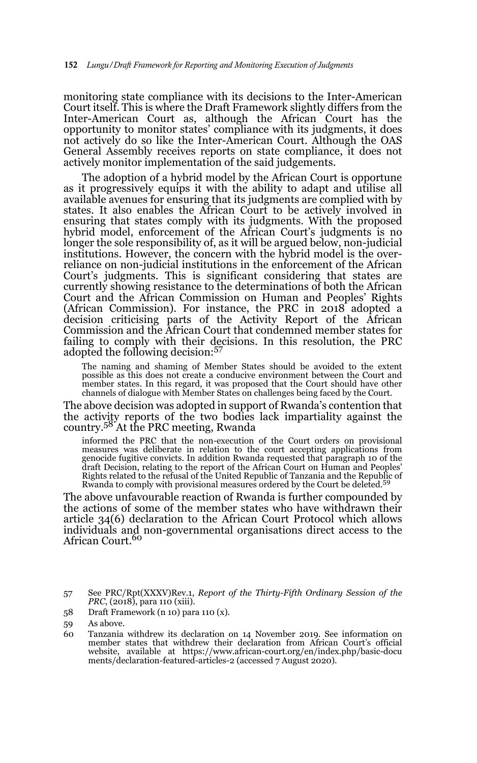monitoring state compliance with its decisions to the Inter-American Court itself. This is where the Draft Framework slightly differs from the Inter-American Court as, although the African Court has the opportunity to monitor states' compliance with its judgments, it does not actively do so like the Inter-American Court. Although the OAS General Assembly receives reports on state compliance, it does not actively monitor implementation of the said judgements.

The adoption of a hybrid model by the African Court is opportune as it progressively equips it with the ability to adapt and utilise all available avenues for ensuring that its judgments are complied with by states. It also enables the African Court to be actively involved in ensuring that states comply with its judgments. With the proposed hybrid model, enforcement of the African Court's judgments is no longer the sole responsibility of, as it will be argued below, non-judicial institutions. However, the concern with the hybrid model is the over-reliance on non-judicial institutions in the enforcement of the African Court's judgments. This is significant considering that states are currently showing resistance to the determinations of both the African Court and the African Commission on Human and Peoples' Rights (African Commission). For instance, the PRC in 2018 adopted a decision criticising parts of the Activity Report of the African Commission and the African Court that condemned member states for failing to comply with their decisions. In this resolution, the PRC adopted the following decision:[57]

> The naming and shaming of Member States should be avoided to the extent possible as this does not create a conducive environment between the Court and member states. In this regard, it was proposed that the Court should have other channels of dialogue with Member States on challenges being faced by the Court.

The above decision was adopted in support of Rwanda's contention that the activity reports of the two bodies lack impartiality against the country.[58] At the PRC meeting, Rwanda

> informed the PRC that the non-execution of the Court orders on provisional measures was deliberate in relation to the court accepting applications from genocide fugitive convicts. In addition Rwanda requested that paragraph 10 of the draft Decision, relating to the report of the African Court on Human and Peoples' Rights related to the refusal of the United Republic of Tanzania and the Republic of Rwanda to comply with provisional measures ordered by the Court be deleted.[59]

The above unfavourable reaction of Rwanda is further compounded by the actions of some of the member states who have withdrawn their article 34(6) declaration to the African Court Protocol which allows individuals and non-governmental organisations direct access to the African Court.[60]

---

57 See PRC/Rpt(XXXV)Rev.1, *Report of the Thirty-Fifth Ordinary Session of the PRC*, (2018), para 110 (xiii).

58 Draft Framework (n 10) para 110 (x).

59 As above.

60 Tanzania withdrew its declaration on 14 November 2019. See information on member states that withdrew their declaration from African Court's official website, available at https://www.african-court.org/en/index.php/basic-documents/declaration-featured-articles-2 (accessed 7 August 2020).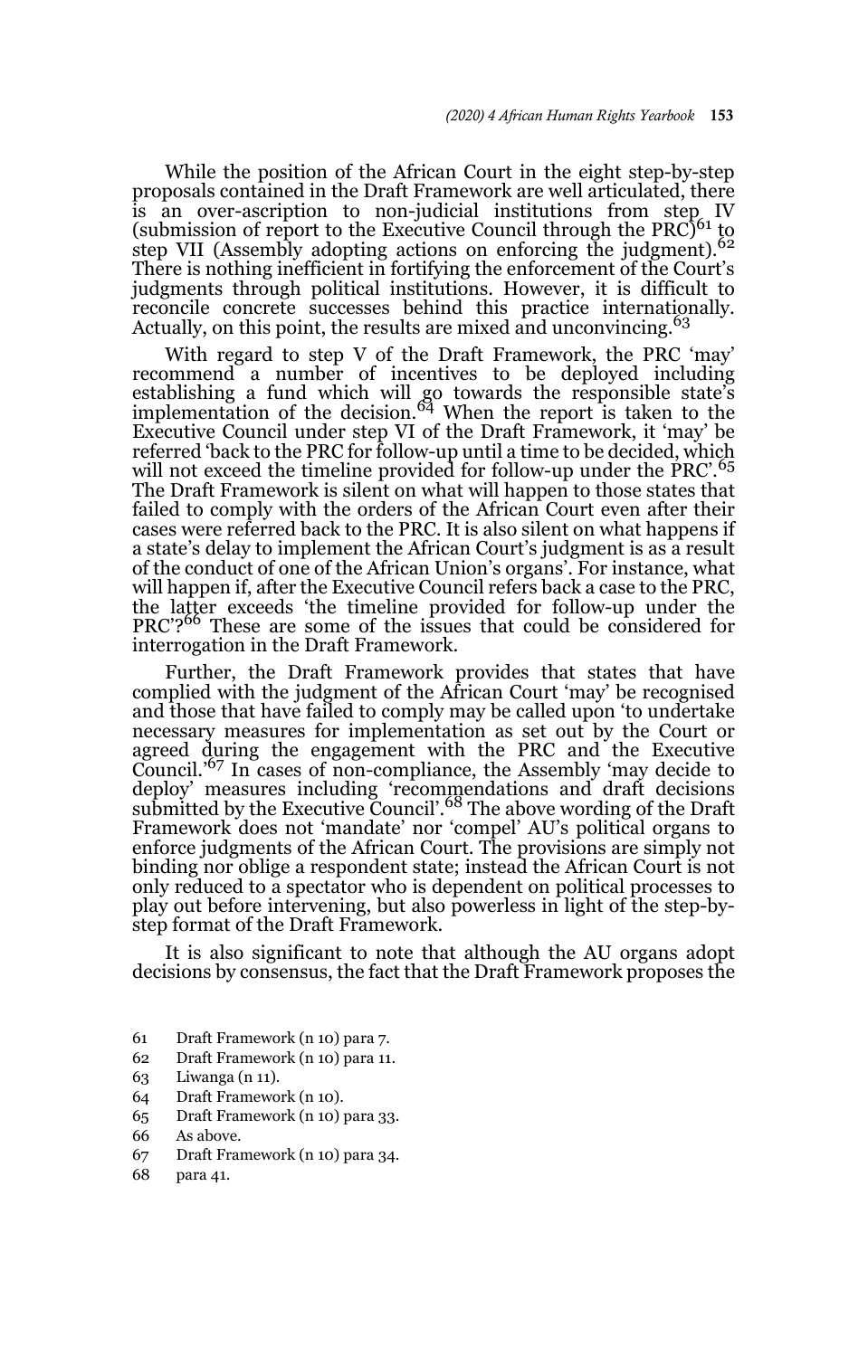While the position of the African Court in the eight step-by-step proposals contained in the Draft Framework are well articulated, there is an over-ascription to non-judicial institutions from step IV (submission of report to the Executive Council through the PRC)[61] to step VII (Assembly adopting actions on enforcing the judgment).[62] There is nothing inefficient in fortifying the enforcement of the Court's judgments through political institutions. However, it is difficult to reconcile concrete successes behind this practice internationally. Actually, on this point, the results are mixed and unconvincing.[63]

With regard to step V of the Draft Framework, the PRC 'may' recommend a number of incentives to be deployed including establishing a fund which will go towards the responsible state's implementation of the decision.[64] When the report is taken to the Executive Council under step VI of the Draft Framework, it 'may' be referred 'back to the PRC for follow-up until a time to be decided, which will not exceed the timeline provided for follow-up under the PRC'.[65] The Draft Framework is silent on what will happen to those states that failed to comply with the orders of the African Court even after their cases were referred back to the PRC. It is also silent on what happens if a state's delay to implement the African Court's judgment is as a result of the conduct of one of the African Union's organs'. For instance, what will happen if, after the Executive Council refers back a case to the PRC, the latter exceeds 'the timeline provided for follow-up under the PRC'?[66] These are some of the issues that could be considered for interrogation in the Draft Framework.

Further, the Draft Framework provides that states that have complied with the judgment of the African Court 'may' be recognised and those that have failed to comply may be called upon 'to undertake necessary measures for implementation as set out by the Court or agreed during the engagement with the PRC and the Executive Council.'[67] In cases of non-compliance, the Assembly 'may decide to deploy' measures including 'recommendations and draft decisions submitted by the Executive Council'.[68] The above wording of the Draft Framework does not 'mandate' nor 'compel' AU's political organs to enforce judgments of the African Court. The provisions are simply not binding nor oblige a respondent state; instead the African Court is not only reduced to a spectator who is dependent on political processes to play out before intervening, but also powerless in light of the step-by-step format of the Draft Framework.

It is also significant to note that although the AU organs adopt decisions by consensus, the fact that the Draft Framework proposes the

---

61 Draft Framework (n 10) para 7.

62 Draft Framework (n 10) para 11.

63 Liwanga (n 11).

64 Draft Framework (n 10).

65 Draft Framework (n 10) para 33.

66 As above.

67 Draft Framework (n 10) para 34.

68 para 41.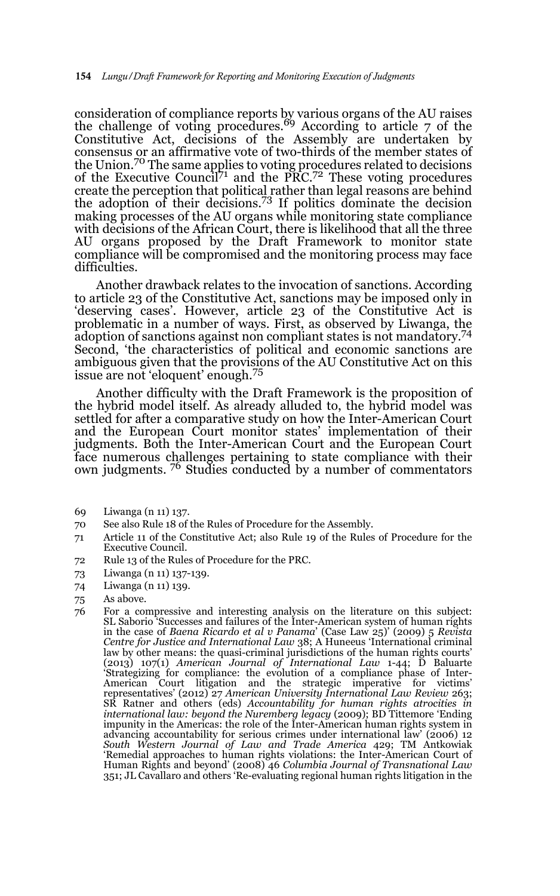consideration of compliance reports by various organs of the AU raises the challenge of voting procedures.[69] According to article 7 of the Constitutive Act, decisions of the Assembly are undertaken by consensus or an affirmative vote of two-thirds of the member states of the Union.[70] The same applies to voting procedures related to decisions of the Executive Council[71] and the PRC.[72] These voting procedures create the perception that political rather than legal reasons are behind the adoption of their decisions.[73] If politics dominate the decision making processes of the AU organs while monitoring state compliance with decisions of the African Court, there is likelihood that all the three AU organs proposed by the Draft Framework to monitor state compliance will be compromised and the monitoring process may face difficulties.

Another drawback relates to the invocation of sanctions. According to article 23 of the Constitutive Act, sanctions may be imposed only in 'deserving cases'. However, article 23 of the Constitutive Act is problematic in a number of ways. First, as observed by Liwanga, the adoption of sanctions against non compliant states is not mandatory.[74] Second, 'the characteristics of political and economic sanctions are ambiguous given that the provisions of the AU Constitutive Act on this issue are not 'eloquent' enough.[75]

Another difficulty with the Draft Framework is the proposition of the hybrid model itself. As already alluded to, the hybrid model was settled for after a comparative study on how the Inter-American Court and the European Court monitor states' implementation of their judgments. Both the Inter-American Court and the European Court face numerous challenges pertaining to state compliance with their own judgments. [76] Studies conducted by a number of commentators

---

69 Liwanga (n 11) 137.

70 See also Rule 18 of the Rules of Procedure for the Assembly.

71 Article 11 of the Constitutive Act; also Rule 19 of the Rules of Procedure for the Executive Council.

72 Rule 13 of the Rules of Procedure for the PRC.

73 Liwanga (n 11) 137-139.

74 Liwanga (n 11) 139.

75 As above.

76 For a compressive and interesting analysis on the literature on this subject: SL Saborio 'Successes and failures of the Inter-American system of human rights in the case of *Baena Ricardo et al v Panama*' (Case Law 25)' (2009) 5 *Revista Centre for Justice and International Law* 38; A Huneeus 'International criminal law by other means: the quasi-criminal jurisdictions of the human rights courts' (2013) 107(1) *American Journal of International Law* 1-44; D Baluarte 'Strategizing for compliance: the evolution of a compliance phase of Inter-American Court litigation and the strategic imperative for victims' representatives' (2012) 27 *American University International Law Review* 263; SR Ratner and others (eds) *Accountability for human rights atrocities in international law: beyond the Nuremberg legacy* (2009); BD Tittemore 'Ending impunity in the Americas: the role of the Inter-American human rights system in advancing accountability for serious crimes under international law' (2006) 12 *South Western Journal of Law and Trade America* 429; TM Antkowiak 'Remedial approaches to human rights violations: the Inter-American Court of Human Rights and beyond' (2008) 46 *Columbia Journal of Transnational Law* 351; JL Cavallaro and others 'Re-evaluating regional human rights litigation in the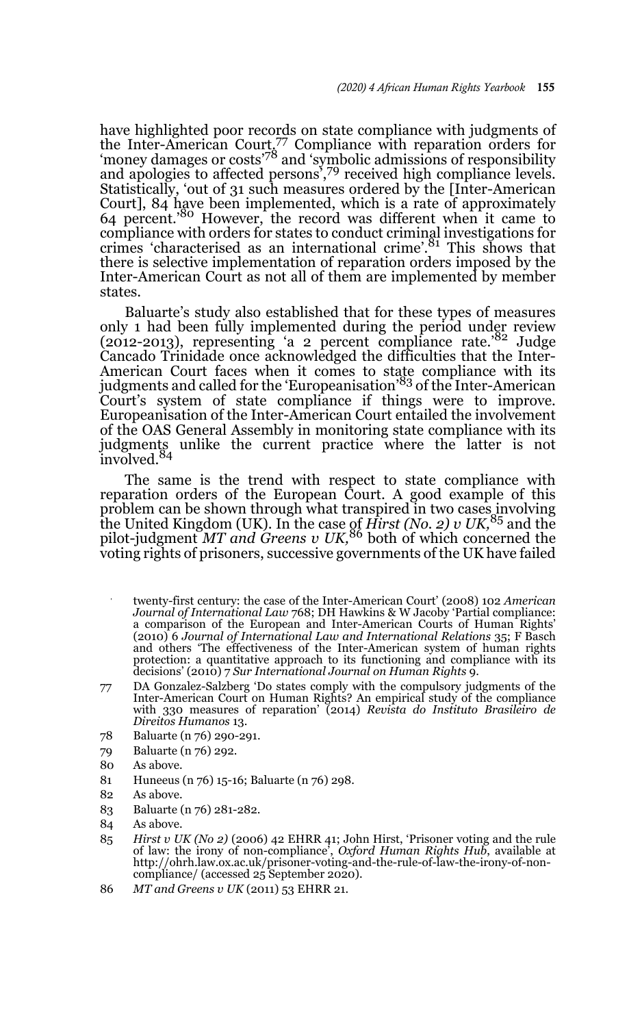have highlighted poor records on state compliance with judgments of the Inter-American Court.[77] Compliance with reparation orders for 'money damages or costs'[78] and 'symbolic admissions of responsibility and apologies to affected persons',[79] received high compliance levels. Statistically, 'out of 31 such measures ordered by the [Inter-American Court], 84 have been implemented, which is a rate of approximately 64 percent.'[80] However, the record was different when it came to compliance with orders for states to conduct criminal investigations for crimes 'characterised as an international crime'.[81] This shows that there is selective implementation of reparation orders imposed by the Inter-American Court as not all of them are implemented by member states.

Baluarte's study also established that for these types of measures only 1 had been fully implemented during the period under review (2012-2013), representing 'a 2 percent compliance rate.'[82] Judge Cancado Trinidade once acknowledged the difficulties that the Inter-American Court faces when it comes to state compliance with its judgments and called for the 'Europeanisation'[83] of the Inter-American Court's system of state compliance if things were to improve. Europeanisation of the Inter-American Court entailed the involvement of the OAS General Assembly in monitoring state compliance with its judgments unlike the current practice where the latter is not involved.[84]

The same is the trend with respect to state compliance with reparation orders of the European Court. A good example of this problem can be shown through what transpired in two cases involving the United Kingdom (UK). In the case of *Hirst (No. 2) v UK*,[85] and the pilot-judgment *MT and Greens v UK*,[86] both of which concerned the voting rights of prisoners, successive governments of the UK have failed

twenty-first century: the case of the Inter-American Court' (2008) 102 *American Journal of International Law* 768; DH Hawkins & W Jacoby 'Partial compliance: a comparison of the European and Inter-American Courts of Human Rights' (2010) 6 *Journal of International Law and International Relations* 35; F Basch and others 'The effectiveness of the Inter-American system of human rights protection: a quantitative approach to its functioning and compliance with its decisions' (2010) 7 *Sur International Journal on Human Rights* 9.

77 DA Gonzalez-Salzberg 'Do states comply with the compulsory judgments of the Inter-American Court on Human Rights? An empirical study of the compliance with 330 measures of reparation' (2014) *Revista do Instituto Brasileiro de Direitos Humanos* 13.

78 Baluarte (n 76) 290-291.

79 Baluarte (n 76) 292.

80 As above.

81 Huneeus (n 76) 15-16; Baluarte (n 76) 298.

82 As above.

83 Baluarte (n 76) 281-282.

84 As above.

85 *Hirst v UK (No 2)* (2006) 42 EHRR 41; John Hirst, 'Prisoner voting and the rule of law: the irony of non-compliance', *Oxford Human Rights Hub*, available at http://ohrh.law.ox.ac.uk/prisoner-voting-and-the-rule-of-law-the-irony-of-non-compliance/ (accessed 25 September 2020).

86 *MT and Greens v UK* (2011) 53 EHRR 21.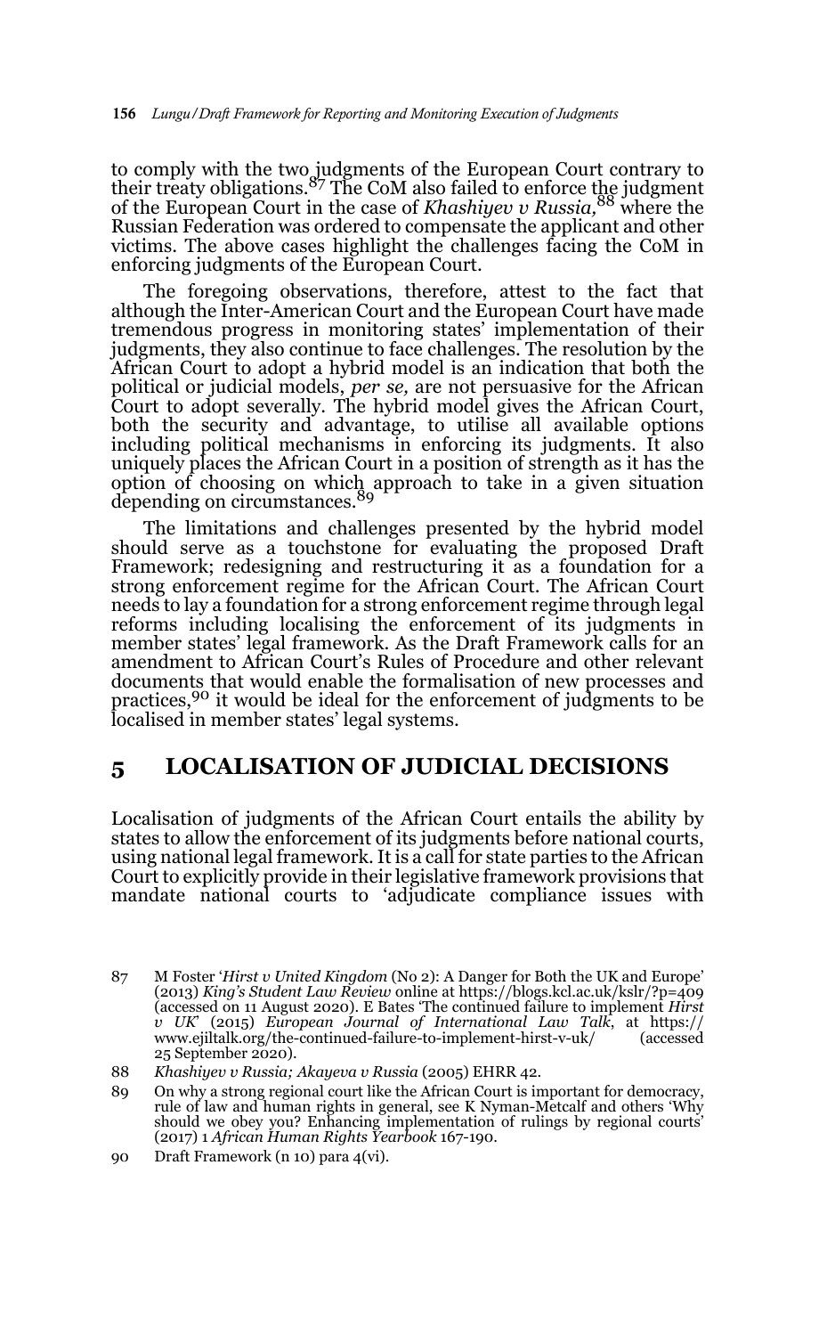to comply with the two judgments of the European Court contrary to their treaty obligations.[87] The CoM also failed to enforce the judgment of the European Court in the case of *Khashiyev v Russia,*[88] where the Russian Federation was ordered to compensate the applicant and other victims. The above cases highlight the challenges facing the CoM in enforcing judgments of the European Court.

The foregoing observations, therefore, attest to the fact that although the Inter-American Court and the European Court have made tremendous progress in monitoring states' implementation of their judgments, they also continue to face challenges. The resolution by the African Court to adopt a hybrid model is an indication that both the political or judicial models, *per se,* are not persuasive for the African Court to adopt severally. The hybrid model gives the African Court, both the security and advantage, to utilise all available options including political mechanisms in enforcing its judgments. It also uniquely places the African Court in a position of strength as it has the option of choosing on which approach to take in a given situation depending on circumstances.[89]

The limitations and challenges presented by the hybrid model should serve as a touchstone for evaluating the proposed Draft Framework; redesigning and restructuring it as a foundation for a strong enforcement regime for the African Court. The African Court needs to lay a foundation for a strong enforcement regime through legal reforms including localising the enforcement of its judgments in member states' legal framework. As the Draft Framework calls for an amendment to African Court's Rules of Procedure and other relevant documents that would enable the formalisation of new processes and practices,[90] it would be ideal for the enforcement of judgments to be localised in member states' legal systems.

## 5 LOCALISATION OF JUDICIAL DECISIONS

Localisation of judgments of the African Court entails the ability by states to allow the enforcement of its judgments before national courts, using national legal framework. It is a call for state parties to the African Court to explicitly provide in their legislative framework provisions that mandate national courts to 'adjudicate compliance issues with

87 M Foster '*Hirst v United Kingdom* (No 2): A Danger for Both the UK and Europe' (2013) *King's Student Law Review* online at https://blogs.kcl.ac.uk/kslr/?p=409 (accessed on 11 August 2020). E Bates 'The continued failure to implement *Hirst v UK*' (2015) *European Journal of International Law Talk*, at https://www.ejiltalk.org/the-continued-failure-to-implement-hirst-v-uk/ (accessed 25 September 2020).

88 *Khashiyev v Russia; Akayeva v Russia* (2005) EHRR 42.

89 On why a strong regional court like the African Court is important for democracy, rule of law and human rights in general, see K Nyman-Metcalf and others 'Why should we obey you? Enhancing implementation of rulings by regional courts' (2017) 1 *African Human Rights Yearbook* 167-190.

90 Draft Framework (n 10) para 4(vi).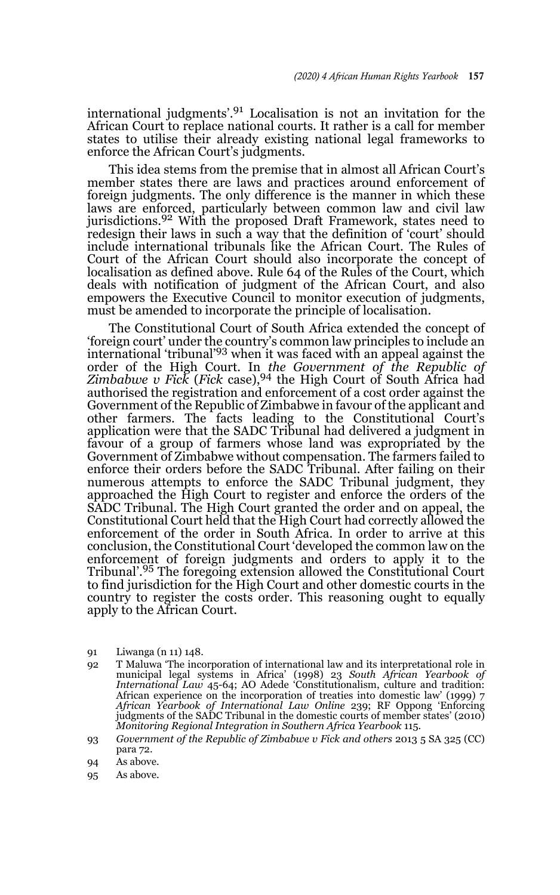international judgments'.[91] Localisation is not an invitation for the African Court to replace national courts. It rather is a call for member states to utilise their already existing national legal frameworks to enforce the African Court's judgments.

This idea stems from the premise that in almost all African Court's member states there are laws and practices around enforcement of foreign judgments. The only difference is the manner in which these laws are enforced, particularly between common law and civil law jurisdictions.[92] With the proposed Draft Framework, states need to redesign their laws in such a way that the definition of 'court' should include international tribunals like the African Court. The Rules of Court of the African Court should also incorporate the concept of localisation as defined above. Rule 64 of the Rules of the Court, which deals with notification of judgment of the African Court, and also empowers the Executive Council to monitor execution of judgments, must be amended to incorporate the principle of localisation.

The Constitutional Court of South Africa extended the concept of 'foreign court' under the country's common law principles to include an international 'tribunal'[93] when it was faced with an appeal against the order of the High Court. In *the Government of the Republic of Zimbabwe v Fick* (*Fick* case),[94] the High Court of South Africa had authorised the registration and enforcement of a cost order against the Government of the Republic of Zimbabwe in favour of the applicant and other farmers. The facts leading to the Constitutional Court's application were that the SADC Tribunal had delivered a judgment in favour of a group of farmers whose land was expropriated by the Government of Zimbabwe without compensation. The farmers failed to enforce their orders before the SADC Tribunal. After failing on their numerous attempts to enforce the SADC Tribunal judgment, they approached the High Court to register and enforce the orders of the SADC Tribunal. The High Court granted the order and on appeal, the Constitutional Court held that the High Court had correctly allowed the enforcement of the order in South Africa. In order to arrive at this conclusion, the Constitutional Court 'developed the common law on the enforcement of foreign judgments and orders to apply it to the Tribunal'.[95] The foregoing extension allowed the Constitutional Court to find jurisdiction for the High Court and other domestic courts in the country to register the costs order. This reasoning ought to equally apply to the African Court.

91 Liwanga (n 11) 148.

92 T Maluwa 'The incorporation of international law and its interpretational role in municipal legal systems in Africa' (1998) 23 *South African Yearbook of International Law* 45-64; AO Adede 'Constitutionalism, culture and tradition: African experience on the incorporation of treaties into domestic law' (1999) 7 *African Yearbook of International Law Online* 239; RF Oppong 'Enforcing judgments of the SADC Tribunal in the domestic courts of member states' (2010) *Monitoring Regional Integration in Southern Africa Yearbook* 115.

93 *Government of the Republic of Zimbabwe v Fick and others* 2013 5 SA 325 (CC) para 72.

94 As above.

95 As above.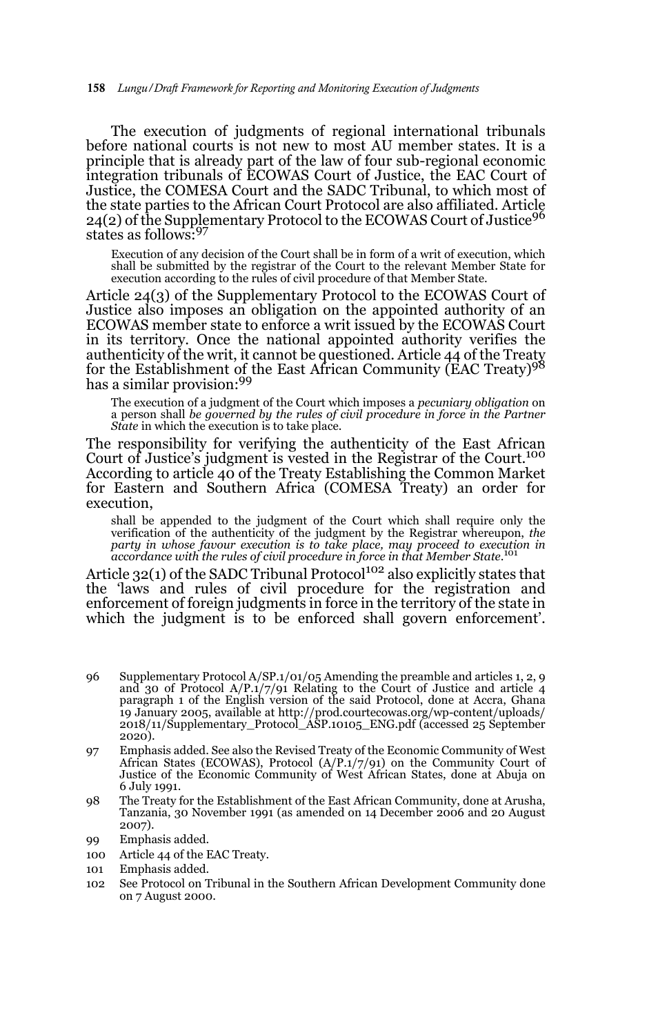The execution of judgments of regional international tribunals before national courts is not new to most AU member states. It is a principle that is already part of the law of four sub-regional economic integration tribunals of ECOWAS Court of Justice, the EAC Court of Justice, the COMESA Court and the SADC Tribunal, to which most of the state parties to the African Court Protocol are also affiliated. Article 24(2) of the Supplementary Protocol to the ECOWAS Court of Justice[96] states as follows:[97]

> Execution of any decision of the Court shall be in form of a writ of execution, which shall be submitted by the registrar of the Court to the relevant Member State for execution according to the rules of civil procedure of that Member State.

Article 24(3) of the Supplementary Protocol to the ECOWAS Court of Justice also imposes an obligation on the appointed authority of an ECOWAS member state to enforce a writ issued by the ECOWAS Court in its territory. Once the national appointed authority verifies the authenticity of the writ, it cannot be questioned. Article 44 of the Treaty for the Establishment of the East African Community (EAC Treaty)[98] has a similar provision:[99]

> The execution of a judgment of the Court which imposes a *pecuniary obligation* on a person shall *be governed by the rules of civil procedure in force in the Partner State* in which the execution is to take place.

The responsibility for verifying the authenticity of the East African Court of Justice's judgment is vested in the Registrar of the Court.[100] According to article 40 of the Treaty Establishing the Common Market for Eastern and Southern Africa (COMESA Treaty) an order for execution,

> shall be appended to the judgment of the Court which shall require only the verification of the authenticity of the judgment by the Registrar whereupon, *the party in whose favour execution is to take place, may proceed to execution in accordance with the rules of civil procedure in force in that Member State*.[101]

Article 32(1) of the SADC Tribunal Protocol[102] also explicitly states that the 'laws and rules of civil procedure for the registration and enforcement of foreign judgments in force in the territory of the state in which the judgment is to be enforced shall govern enforcement'.

---

96 Supplementary Protocol A/SP.1/01/05 Amending the preamble and articles 1, 2, 9 and 30 of Protocol A/P.1/7/91 Relating to the Court of Justice and article 4 paragraph 1 of the English version of the said Protocol, done at Accra, Ghana 19 January 2005, available at http://prod.courtecowas.org/wp-content/uploads/2018/11/Supplementary_Protocol_ASP.10105_ENG.pdf (accessed 25 September 2020).

97 Emphasis added. See also the Revised Treaty of the Economic Community of West African States (ECOWAS), Protocol (A/P.1/7/91) on the Community Court of Justice of the Economic Community of West African States, done at Abuja on 6 July 1991.

98 The Treaty for the Establishment of the East African Community, done at Arusha, Tanzania, 30 November 1991 (as amended on 14 December 2006 and 20 August 2007).

99 Emphasis added.

100 Article 44 of the EAC Treaty.

101 Emphasis added.

102 See Protocol on Tribunal in the Southern African Development Community done on 7 August 2000.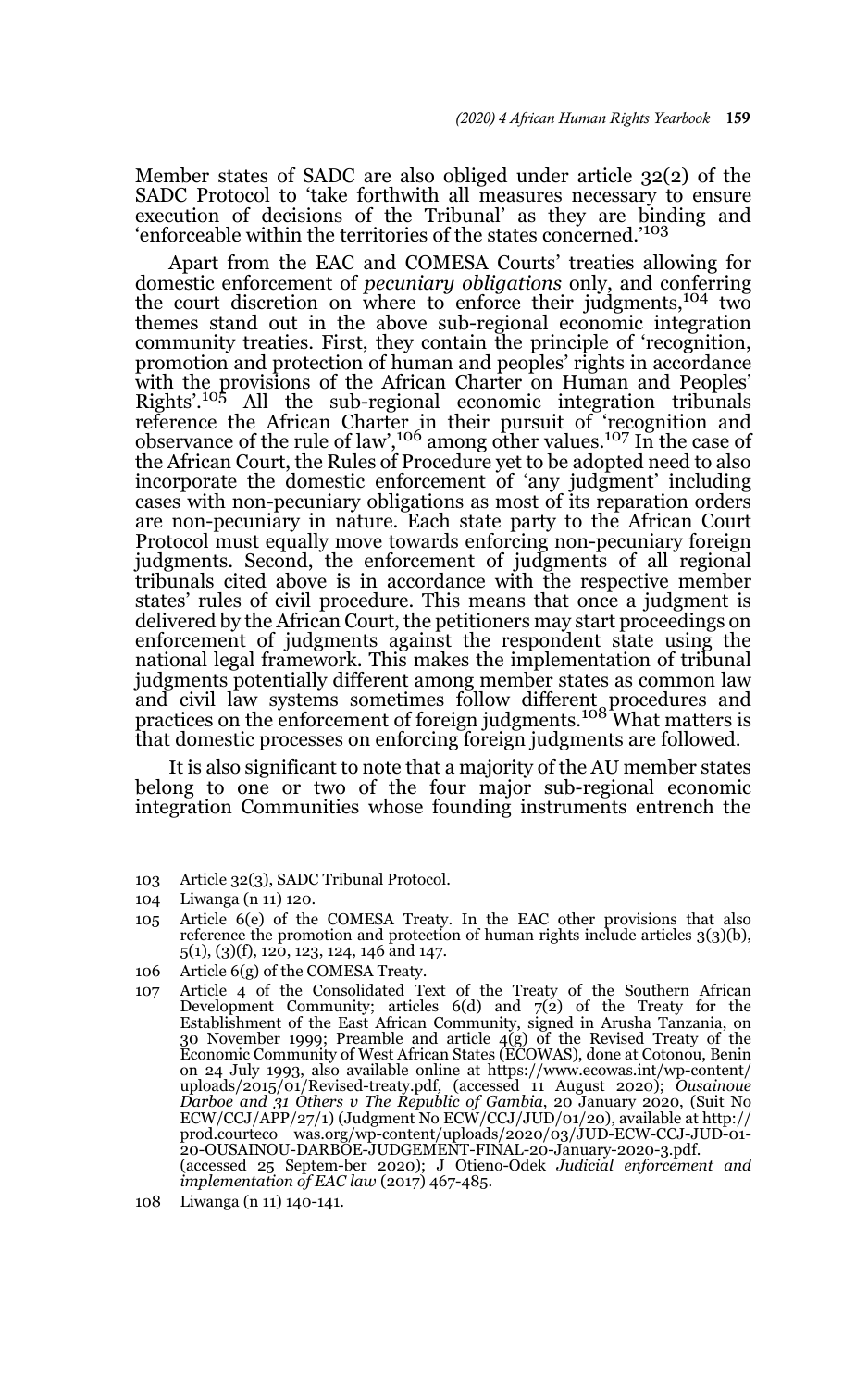Member states of SADC are also obliged under article 32(2) of the SADC Protocol to 'take forthwith all measures necessary to ensure execution of decisions of the Tribunal' as they are binding and 'enforceable within the territories of the states concerned.'[103]

Apart from the EAC and COMESA Courts' treaties allowing for domestic enforcement of *pecuniary obligations* only, and conferring the court discretion on where to enforce their judgments,[104] two themes stand out in the above sub-regional economic integration community treaties. First, they contain the principle of 'recognition, promotion and protection of human and peoples' rights in accordance with the provisions of the African Charter on Human and Peoples' Rights'.[105] All the sub-regional economic integration tribunals reference the African Charter in their pursuit of 'recognition and observance of the rule of law',[106] among other values.[107] In the case of the African Court, the Rules of Procedure yet to be adopted need to also incorporate the domestic enforcement of 'any judgment' including cases with non-pecuniary obligations as most of its reparation orders are non-pecuniary in nature. Each state party to the African Court Protocol must equally move towards enforcing non-pecuniary foreign judgments. Second, the enforcement of judgments of all regional tribunals cited above is in accordance with the respective member states' rules of civil procedure. This means that once a judgment is delivered by the African Court, the petitioners may start proceedings on enforcement of judgments against the respondent state using the national legal framework. This makes the implementation of tribunal judgments potentially different among member states as common law and civil law systems sometimes follow different procedures and practices on the enforcement of foreign judgments.[108] What matters is that domestic processes on enforcing foreign judgments are followed.

It is also significant to note that a majority of the AU member states belong to one or two of the four major sub-regional economic integration Communities whose founding instruments entrench the

---

103 Article 32(3), SADC Tribunal Protocol.

104 Liwanga (n 11) 120.

105 Article 6(e) of the COMESA Treaty. In the EAC other provisions that also reference the promotion and protection of human rights include articles 3(3)(b), 5(1), (3)(f), 120, 123, 124, 146 and 147.

106 Article 6(g) of the COMESA Treaty.

107 Article 4 of the Consolidated Text of the Treaty of the Southern African Development Community; articles 6(d) and 7(2) of the Treaty for the Establishment of the East African Community, signed in Arusha Tanzania, on 30 November 1999; Preamble and article 4(g) of the Revised Treaty of the Economic Community of West African States (ECOWAS), done at Cotonou, Benin on 24 July 1993, also available online at https://www.ecowas.int/wp-content/uploads/2015/01/Revised-treaty.pdf, (accessed 11 August 2020); *Ousainoue Darboe and 31 Others v The Republic of Gambia*, 20 January 2020, (Suit No ECW/CCJ/APP/27/1) (Judgment No ECW/CCJ/JUD/01/20), available at http://prod.courteco was.org/wp-content/uploads/2020/03/JUD-ECW-CCJ-JUD-01-20-OUSAINOU-DARBOE-JUDGEMENT-FINAL-20-January-2020-3.pdf. (accessed 25 Septem-ber 2020); J Otieno-Odek *Judicial enforcement and implementation of EAC law* (2017) 467-485.

108 Liwanga (n 11) 140-141.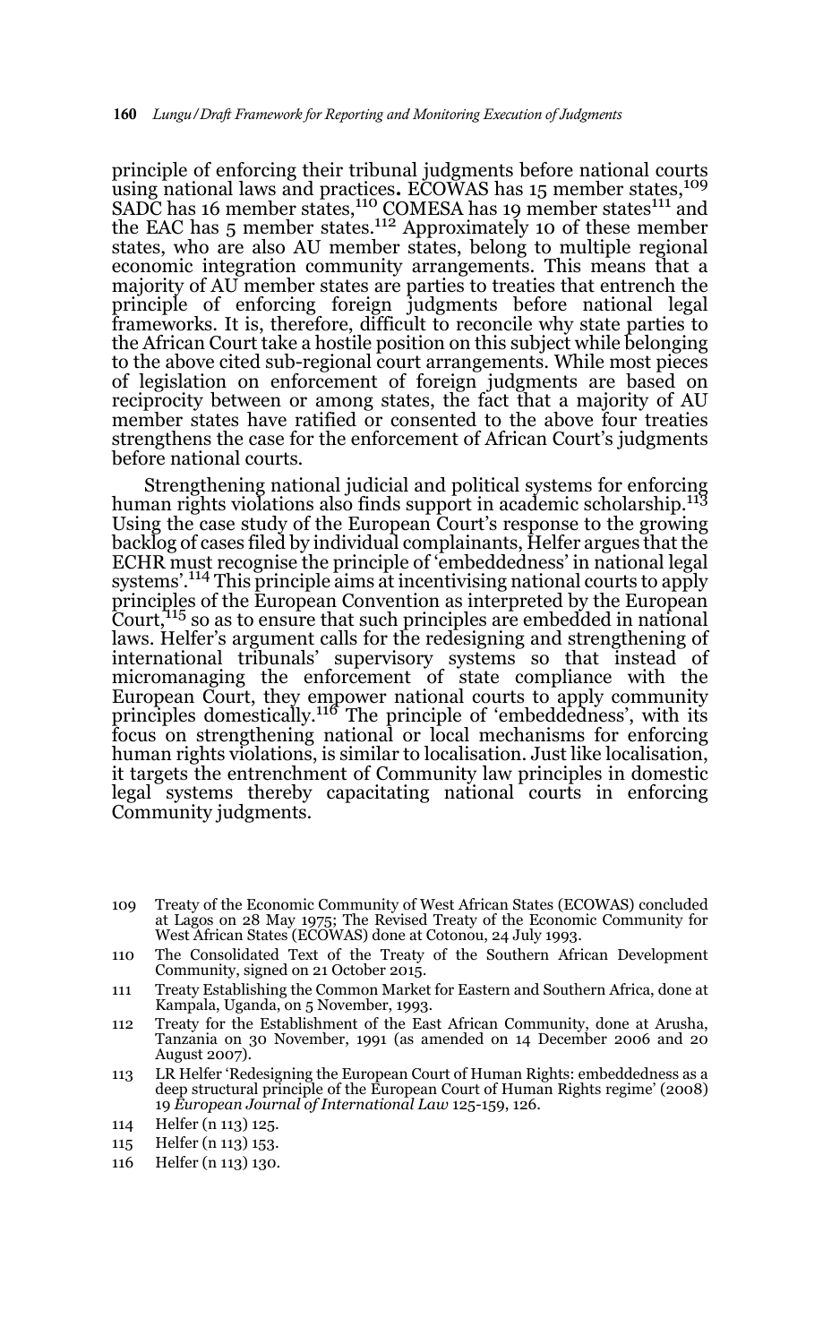principle of enforcing their tribunal judgments before national courts using national laws and practices**.** ECOWAS has 15 member states,[109] SADC has 16 member states,[110] COMESA has 19 member states[111] and the EAC has 5 member states.[112] Approximately 10 of these member states, who are also AU member states, belong to multiple regional economic integration community arrangements. This means that a majority of AU member states are parties to treaties that entrench the principle of enforcing foreign judgments before national legal frameworks. It is, therefore, difficult to reconcile why state parties to the African Court take a hostile position on this subject while belonging to the above cited sub-regional court arrangements. While most pieces of legislation on enforcement of foreign judgments are based on reciprocity between or among states, the fact that a majority of AU member states have ratified or consented to the above four treaties strengthens the case for the enforcement of African Court's judgments before national courts.

Strengthening national judicial and political systems for enforcing human rights violations also finds support in academic scholarship.[113] Using the case study of the European Court's response to the growing backlog of cases filed by individual complainants, Helfer argues that the ECHR must recognise the principle of 'embeddedness' in national legal systems'.[114] This principle aims at incentivising national courts to apply principles of the European Convention as interpreted by the European Court,[115] so as to ensure that such principles are embedded in national laws. Helfer's argument calls for the redesigning and strengthening of international tribunals' supervisory systems so that instead of micromanaging the enforcement of state compliance with the European Court, they empower national courts to apply community principles domestically.[116] The principle of 'embeddedness', with its focus on strengthening national or local mechanisms for enforcing human rights violations, is similar to localisation. Just like localisation, it targets the entrenchment of Community law principles in domestic legal systems thereby capacitating national courts in enforcing Community judgments.

109 Treaty of the Economic Community of West African States (ECOWAS) concluded at Lagos on 28 May 1975; The Revised Treaty of the Economic Community for West African States (ECOWAS) done at Cotonou, 24 July 1993.

110 The Consolidated Text of the Treaty of the Southern African Development Community, signed on 21 October 2015.

111 Treaty Establishing the Common Market for Eastern and Southern Africa, done at Kampala, Uganda, on 5 November, 1993.

112 Treaty for the Establishment of the East African Community, done at Arusha, Tanzania on 30 November, 1991 (as amended on 14 December 2006 and 20 August 2007).

113 LR Helfer 'Redesigning the European Court of Human Rights: embeddedness as a deep structural principle of the European Court of Human Rights regime' (2008) 19 *European Journal of International Law* 125-159, 126.

114 Helfer (n 113) 125.

115 Helfer (n 113) 153.

116 Helfer (n 113) 130.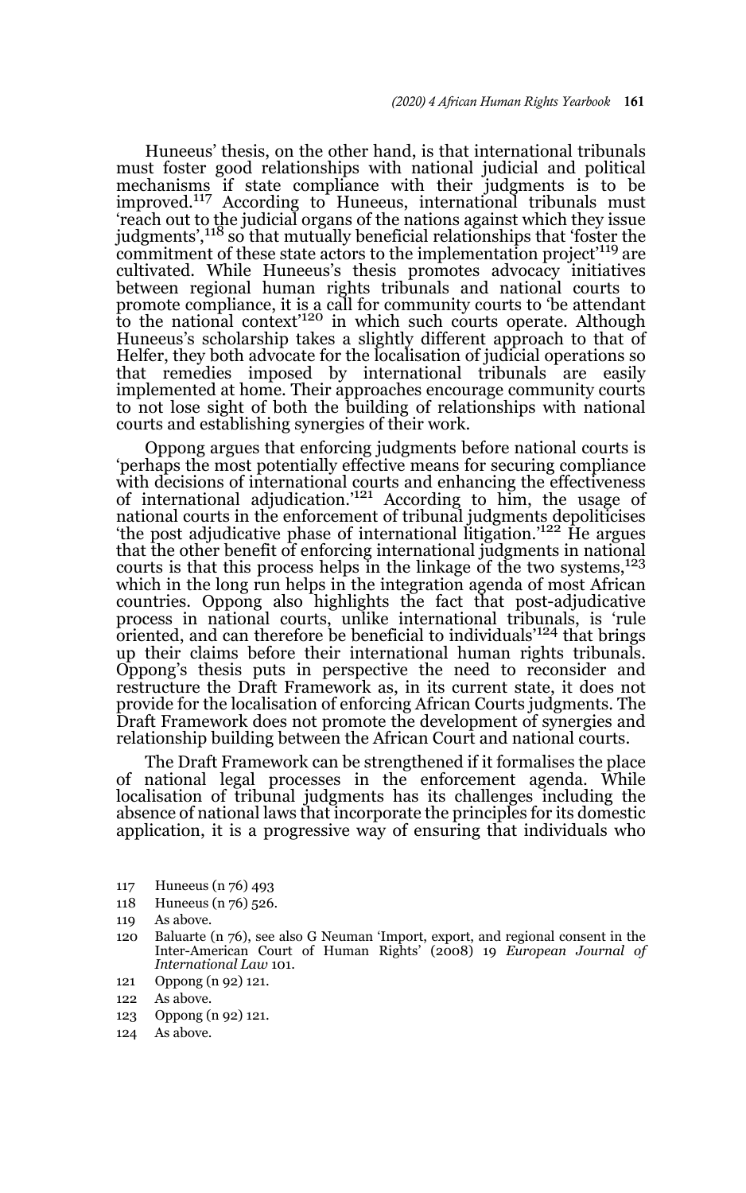Huneeus' thesis, on the other hand, is that international tribunals must foster good relationships with national judicial and political mechanisms if state compliance with their judgments is to be improved.[117] According to Huneeus, international tribunals must 'reach out to the judicial organs of the nations against which they issue judgments',[118] so that mutually beneficial relationships that 'foster the commitment of these state actors to the implementation project'[119] are cultivated. While Huneeus's thesis promotes advocacy initiatives between regional human rights tribunals and national courts to promote compliance, it is a call for community courts to 'be attendant to the national context'[120] in which such courts operate. Although Huneeus's scholarship takes a slightly different approach to that of Helfer, they both advocate for the localisation of judicial operations so that remedies imposed by international tribunals are easily implemented at home. Their approaches encourage community courts to not lose sight of both the building of relationships with national courts and establishing synergies of their work.

Oppong argues that enforcing judgments before national courts is 'perhaps the most potentially effective means for securing compliance with decisions of international courts and enhancing the effectiveness of international adjudication.'[121] According to him, the usage of national courts in the enforcement of tribunal judgments depoliticises 'the post adjudicative phase of international litigation.'[122] He argues that the other benefit of enforcing international judgments in national courts is that this process helps in the linkage of the two systems,[123] which in the long run helps in the integration agenda of most African countries. Oppong also highlights the fact that post-adjudicative process in national courts, unlike international tribunals, is 'rule oriented, and can therefore be beneficial to individuals'[124] that brings up their claims before their international human rights tribunals. Oppong's thesis puts in perspective the need to reconsider and restructure the Draft Framework as, in its current state, it does not provide for the localisation of enforcing African Courts judgments. The Draft Framework does not promote the development of synergies and relationship building between the African Court and national courts.

The Draft Framework can be strengthened if it formalises the place of national legal processes in the enforcement agenda. While localisation of tribunal judgments has its challenges including the absence of national laws that incorporate the principles for its domestic application, it is a progressive way of ensuring that individuals who

117 Huneeus (n 76) 493

118 Huneeus (n 76) 526.

119 As above.

120 Baluarte (n 76), see also G Neuman 'Import, export, and regional consent in the Inter-American Court of Human Rights' (2008) 19 *European Journal of International Law* 101.

121 Oppong (n 92) 121.

122 As above.

123 Oppong (n 92) 121.

124 As above.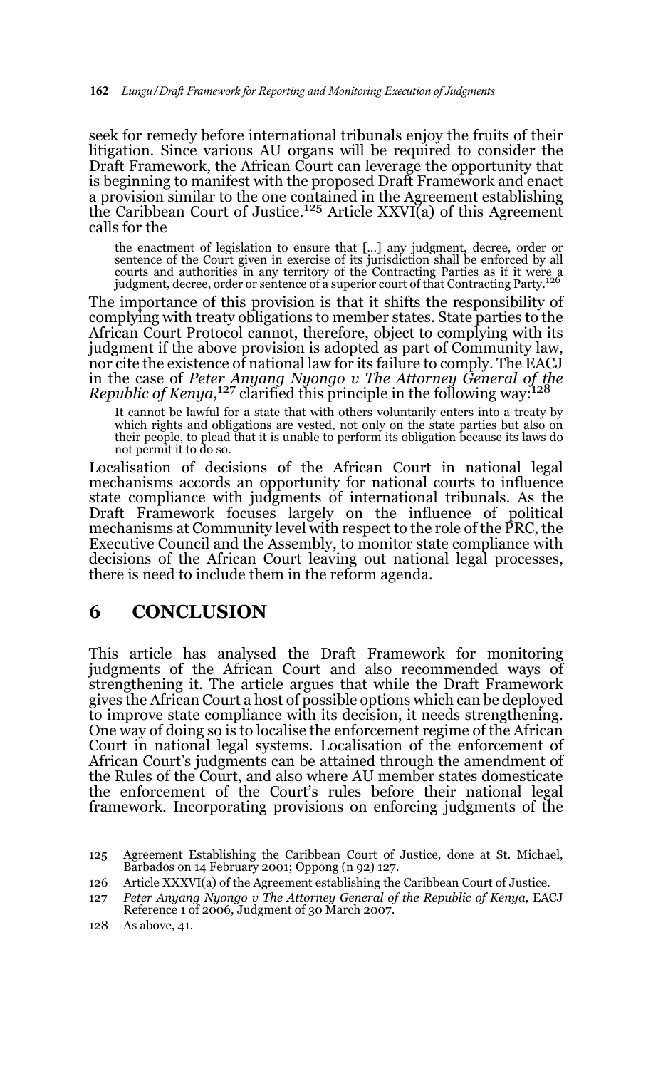seek for remedy before international tribunals enjoy the fruits of their litigation. Since various AU organs will be required to consider the Draft Framework, the African Court can leverage the opportunity that is beginning to manifest with the proposed Draft Framework and enact a provision similar to the one contained in the Agreement establishing the Caribbean Court of Justice.[125] Article XXVI(a) of this Agreement calls for the

> the enactment of legislation to ensure that [...] any judgment, decree, order or sentence of the Court given in exercise of its jurisdiction shall be enforced by all courts and authorities in any territory of the Contracting Parties as if it were a judgment, decree, order or sentence of a superior court of that Contracting Party.[126]

The importance of this provision is that it shifts the responsibility of complying with treaty obligations to member states. State parties to the African Court Protocol cannot, therefore, object to complying with its judgment if the above provision is adopted as part of Community law, nor cite the existence of national law for its failure to comply. The EACJ in the case of *Peter Anyang Nyongo v The Attorney General of the Republic of Kenya,*[127] clarified this principle in the following way:[128]

> It cannot be lawful for a state that with others voluntarily enters into a treaty by which rights and obligations are vested, not only on the state parties but also on their people, to plead that it is unable to perform its obligation because its laws do not permit it to do so.

Localisation of decisions of the African Court in national legal mechanisms accords an opportunity for national courts to influence state compliance with judgments of international tribunals. As the Draft Framework focuses largely on the influence of political mechanisms at Community level with respect to the role of the PRC, the Executive Council and the Assembly, to monitor state compliance with decisions of the African Court leaving out national legal processes, there is need to include them in the reform agenda.

## 6 CONCLUSION

This article has analysed the Draft Framework for monitoring judgments of the African Court and also recommended ways of strengthening it. The article argues that while the Draft Framework gives the African Court a host of possible options which can be deployed to improve state compliance with its decision, it needs strengthening. One way of doing so is to localise the enforcement regime of the African Court in national legal systems. Localisation of the enforcement of African Court's judgments can be attained through the amendment of the Rules of the Court, and also where AU member states domesticate the enforcement of the Court's rules before their national legal framework. Incorporating provisions on enforcing judgments of the

---

125 Agreement Establishing the Caribbean Court of Justice, done at St. Michael, Barbados on 14 February 2001; Oppong (n 92) 127.

126 Article XXXVI(a) of the Agreement establishing the Caribbean Court of Justice.

127 *Peter Anyang Nyongo v The Attorney General of the Republic of Kenya,* EACJ Reference 1 of 2006, Judgment of 30 March 2007.

128 As above, 41.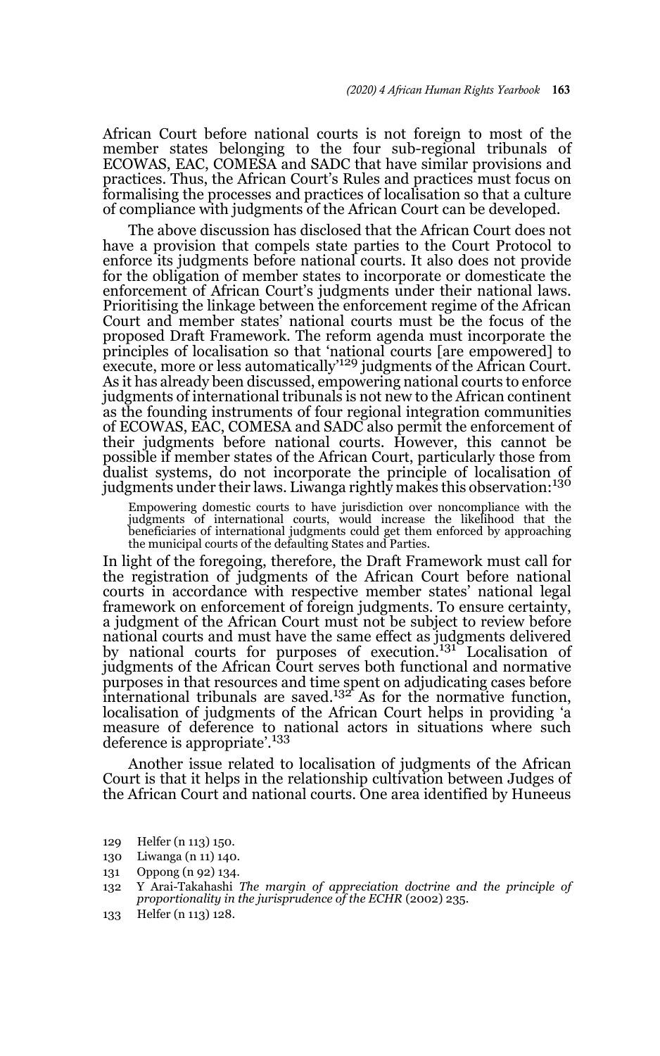African Court before national courts is not foreign to most of the member states belonging to the four sub-regional tribunals of ECOWAS, EAC, COMESA and SADC that have similar provisions and practices. Thus, the African Court's Rules and practices must focus on formalising the processes and practices of localisation so that a culture of compliance with judgments of the African Court can be developed.

The above discussion has disclosed that the African Court does not have a provision that compels state parties to the Court Protocol to enforce its judgments before national courts. It also does not provide for the obligation of member states to incorporate or domesticate the enforcement of African Court's judgments under their national laws. Prioritising the linkage between the enforcement regime of the African Court and member states' national courts must be the focus of the proposed Draft Framework. The reform agenda must incorporate the principles of localisation so that 'national courts [are empowered] to execute, more or less automatically'[129] judgments of the African Court. As it has already been discussed, empowering national courts to enforce judgments of international tribunals is not new to the African continent as the founding instruments of four regional integration communities of ECOWAS, EAC, COMESA and SADC also permit the enforcement of their judgments before national courts. However, this cannot be possible if member states of the African Court, particularly those from dualist systems, do not incorporate the principle of localisation of judgments under their laws. Liwanga rightly makes this observation:[130]

> Empowering domestic courts to have jurisdiction over noncompliance with the judgments of international courts, would increase the likelihood that the beneficiaries of international judgments could get them enforced by approaching the municipal courts of the defaulting States and Parties.

In light of the foregoing, therefore, the Draft Framework must call for the registration of judgments of the African Court before national courts in accordance with respective member states' national legal framework on enforcement of foreign judgments. To ensure certainty, a judgment of the African Court must not be subject to review before national courts and must have the same effect as judgments delivered by national courts for purposes of execution.[131] Localisation of judgments of the African Court serves both functional and normative purposes in that resources and time spent on adjudicating cases before international tribunals are saved.[132] As for the normative function, localisation of judgments of the African Court helps in providing 'a measure of deference to national actors in situations where such deference is appropriate'.[133]

Another issue related to localisation of judgments of the African Court is that it helps in the relationship cultivation between Judges of the African Court and national courts. One area identified by Huneeus

---

129 Helfer (n 113) 150.

130 Liwanga (n 11) 140.

131 Oppong (n 92) 134.

132 Y Arai-Takahashi *The margin of appreciation doctrine and the principle of proportionality in the jurisprudence of the ECHR* (2002) 235.

133 Helfer (n 113) 128.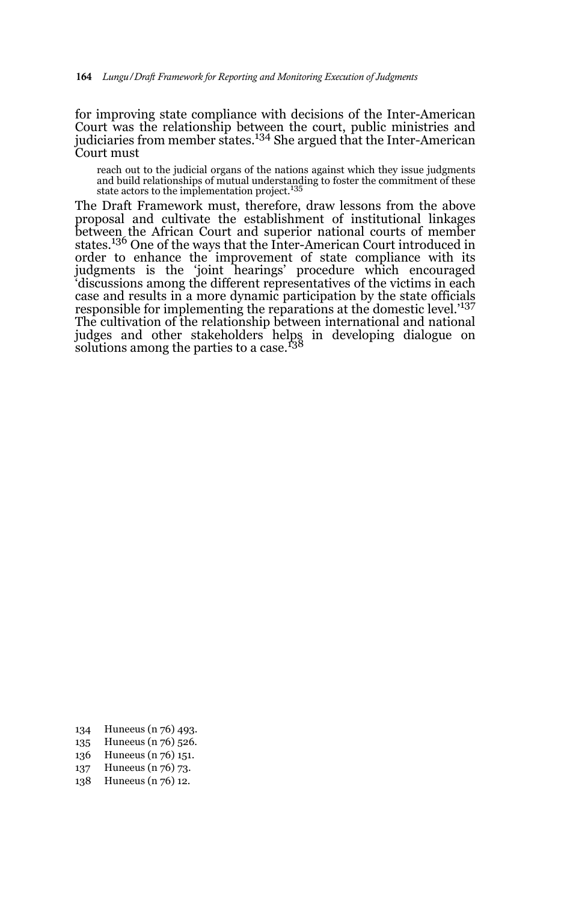for improving state compliance with decisions of the Inter-American Court was the relationship between the court, public ministries and judiciaries from member states.[134] She argued that the Inter-American Court must

> reach out to the judicial organs of the nations against which they issue judgments and build relationships of mutual understanding to foster the commitment of these state actors to the implementation project.[135]

The Draft Framework must, therefore, draw lessons from the above proposal and cultivate the establishment of institutional linkages between the African Court and superior national courts of member states.[136] One of the ways that the Inter-American Court introduced in order to enhance the improvement of state compliance with its judgments is the 'joint hearings' procedure which encouraged 'discussions among the different representatives of the victims in each case and results in a more dynamic participation by the state officials responsible for implementing the reparations at the domestic level.'[137] The cultivation of the relationship between international and national judges and other stakeholders helps in developing dialogue on solutions among the parties to a case.[138]

134 Huneeus (n 76) 493.
135 Huneeus (n 76) 526.
136 Huneeus (n 76) 151.
137 Huneeus (n 76) 73.
138 Huneeus (n 76) 12.